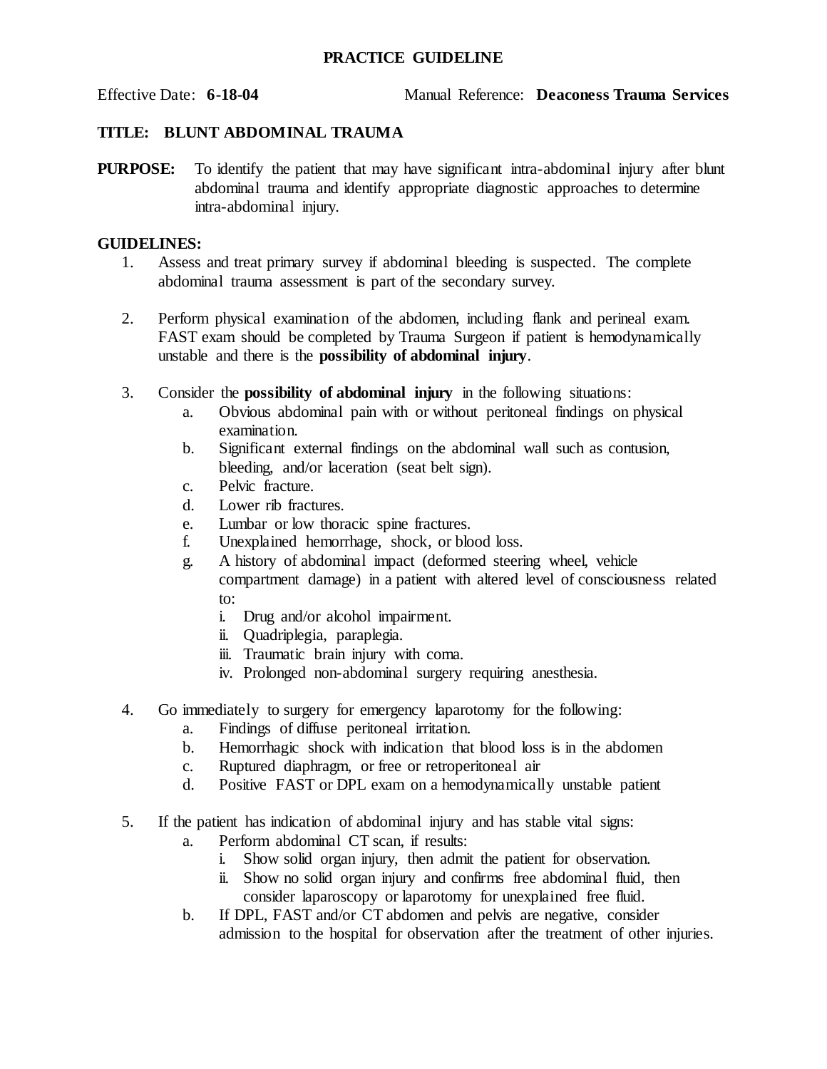# PRACTICE GUIDELINE

Effective Date: **6-18-04** Manual Reference: **Deaconess Trauma Services**

## TITLE: BLUNT ABDOMINAL TRAUMA

**PURPOSE:** To identify the patient that may have significant intra-abdominal injury after blunt abdominal trauma and identify appropriate diagnostic approaches to determine intra-abdominal injury.

**GUIDELINES:**

1. Assess and treat primary survey if abdominal bleeding is suspected. The complete abdominal trauma assessment is part of the secondary survey.

2. Perform physical examination of the abdomen, including flank and perineal exam. FAST exam should be completed by Trauma Surgeon if patient is hemodynamically unstable and there is the **possibility of abdominal injury**.

3. Consider the **possibility of abdominal injury** in the following situations:
   a. Obvious abdominal pain with or without peritoneal findings on physical examination.
   b. Significant external findings on the abdominal wall such as contusion, bleeding, and/or laceration (seat belt sign).
   c. Pelvic fracture.
   d. Lower rib fractures.
   e. Lumbar or low thoracic spine fractures.
   f. Unexplained hemorrhage, shock, or blood loss.
   g. A history of abdominal impact (deformed steering wheel, vehicle compartment damage) in a patient with altered level of consciousness related to:
      i. Drug and/or alcohol impairment.
      ii. Quadriplegia, paraplegia.
      iii. Traumatic brain injury with coma.
      iv. Prolonged non-abdominal surgery requiring anesthesia.

4. Go immediately to surgery for emergency laparotomy for the following:
   a. Findings of diffuse peritoneal irritation.
   b. Hemorrhagic shock with indication that blood loss is in the abdomen
   c. Ruptured diaphragm, or free or retroperitoneal air
   d. Positive FAST or DPL exam on a hemodynamically unstable patient

5. If the patient has indication of abdominal injury and has stable vital signs:
   a. Perform abdominal CT scan, if results:
      i. Show solid organ injury, then admit the patient for observation.
      ii. Show no solid organ injury and confirms free abdominal fluid, then consider laparoscopy or laparotomy for unexplained free fluid.
   b. If DPL, FAST and/or CT abdomen and pelvis are negative, consider admission to the hospital for observation after the treatment of other injuries.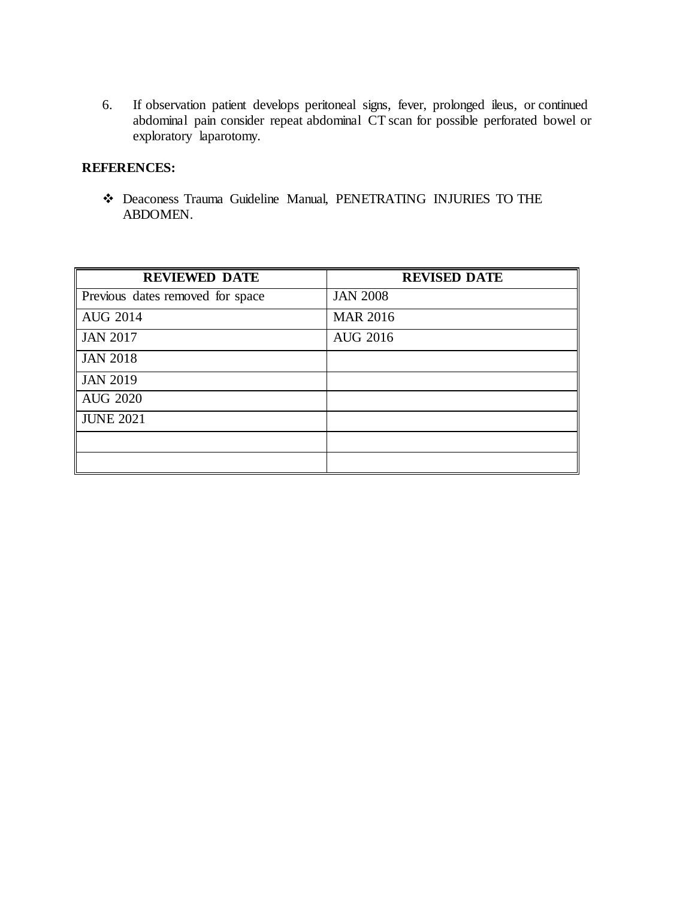6. If observation patient develops peritoneal signs, fever, prolonged ileus, or continued abdominal pain consider repeat abdominal CT scan for possible perforated bowel or exploratory laparotomy.

**REFERENCES:**

- Deaconess Trauma Guideline Manual, PENETRATING INJURIES TO THE ABDOMEN.

| REVIEWED DATE | REVISED DATE |
|---|---|
| Previous dates removed for space | JAN 2008 |
| AUG 2014 | MAR 2016 |
| JAN 2017 | AUG 2016 |
| JAN 2018 | |
| JAN 2019 | |
| AUG 2020 | |
| JUNE 2021 | |
| | |
| | |